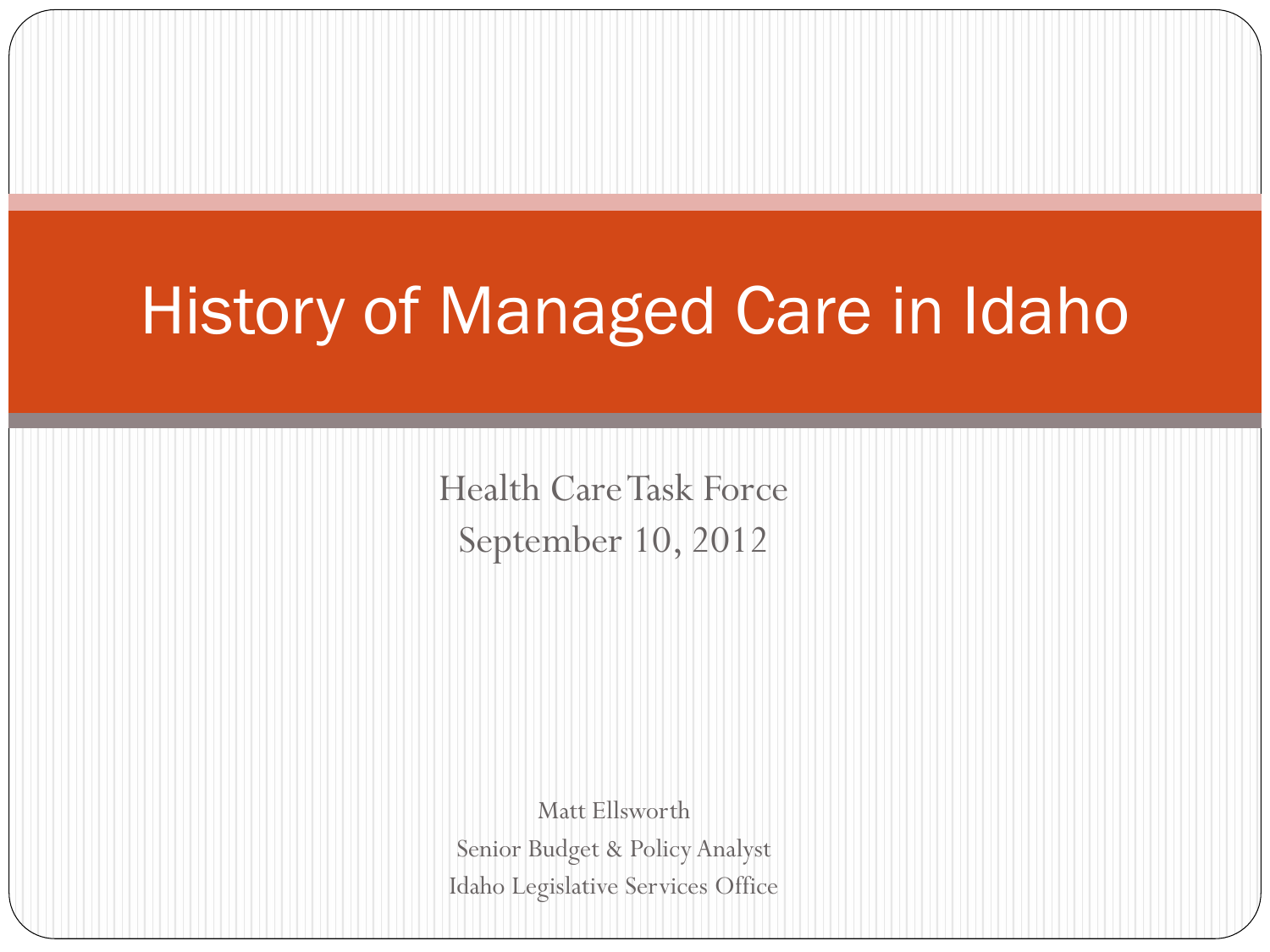# History of Managed Care in Idaho

Health Care Task Force
September 10, 2012

Matt Ellsworth
Senior Budget & Policy Analyst
Idaho Legislative Services Office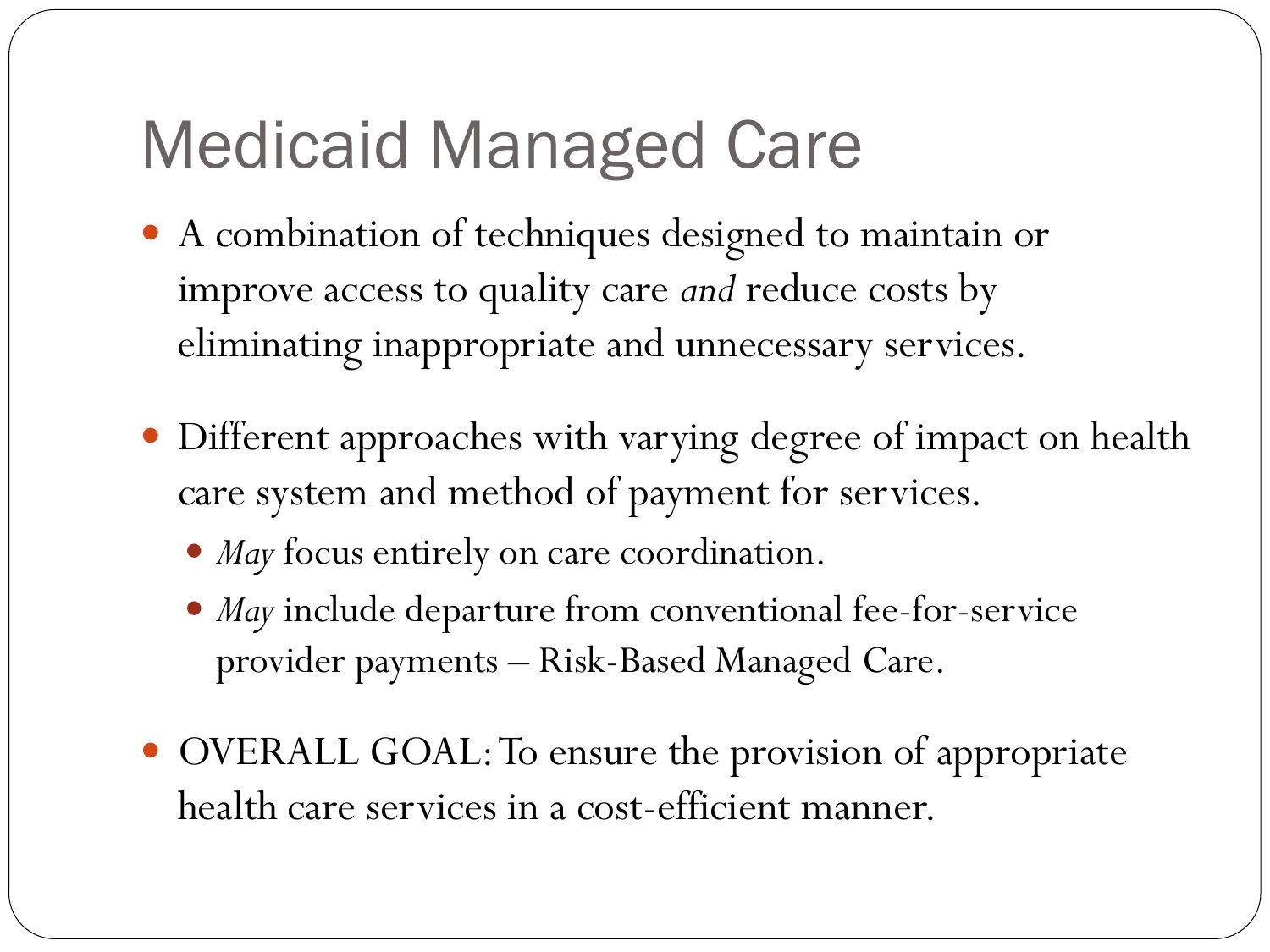# Medicaid Managed Care

- A combination of techniques designed to maintain or improve access to quality care *and* reduce costs by eliminating inappropriate and unnecessary services.
- Different approaches with varying degree of impact on health care system and method of payment for services.
  - *May* focus entirely on care coordination.
  - *May* include departure from conventional fee-for-service provider payments – Risk-Based Managed Care.
- OVERALL GOAL: To ensure the provision of appropriate health care services in a cost-efficient manner.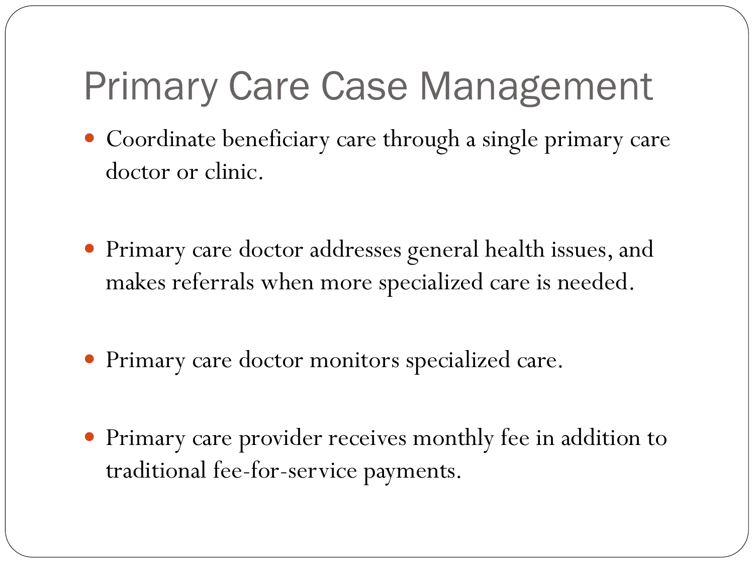# Primary Care Case Management

- Coordinate beneficiary care through a single primary care doctor or clinic.
- Primary care doctor addresses general health issues, and makes referrals when more specialized care is needed.
- Primary care doctor monitors specialized care.
- Primary care provider receives monthly fee in addition to traditional fee-for-service payments.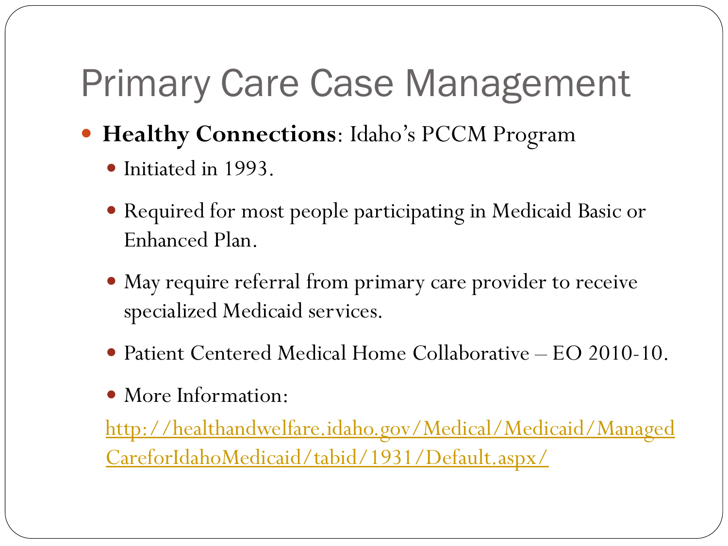# Primary Care Case Management

- **Healthy Connections**: Idaho's PCCM Program
  - Initiated in 1993.
  - Required for most people participating in Medicaid Basic or Enhanced Plan.
  - May require referral from primary care provider to receive specialized Medicaid services.
  - Patient Centered Medical Home Collaborative – EO 2010-10.
  - More Information:

  http://healthandwelfare.idaho.gov/Medical/Medicaid/ManagedCareforIdahoMedicaid/tabid/1931/Default.aspx/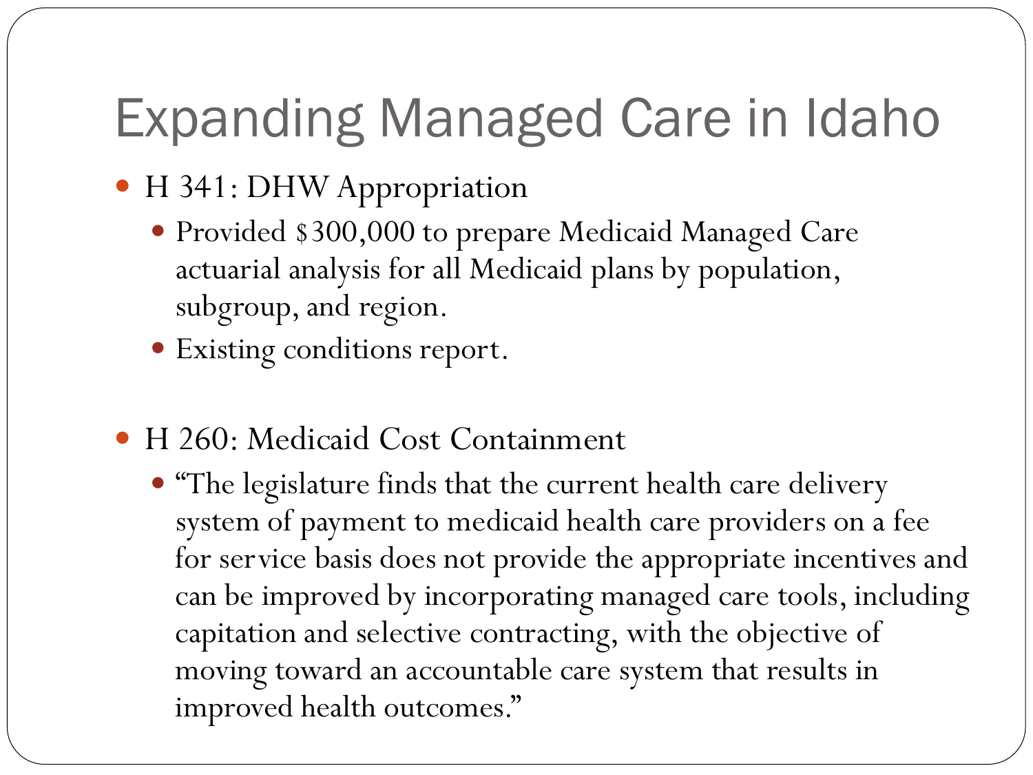# Expanding Managed Care in Idaho

- H 341: DHW Appropriation
  - Provided $300,000 to prepare Medicaid Managed Care actuarial analysis for all Medicaid plans by population, subgroup, and region.
  - Existing conditions report.

- H 260: Medicaid Cost Containment
  - "The legislature finds that the current health care delivery system of payment to medicaid health care providers on a fee for service basis does not provide the appropriate incentives and can be improved by incorporating managed care tools, including capitation and selective contracting, with the objective of moving toward an accountable care system that results in improved health outcomes."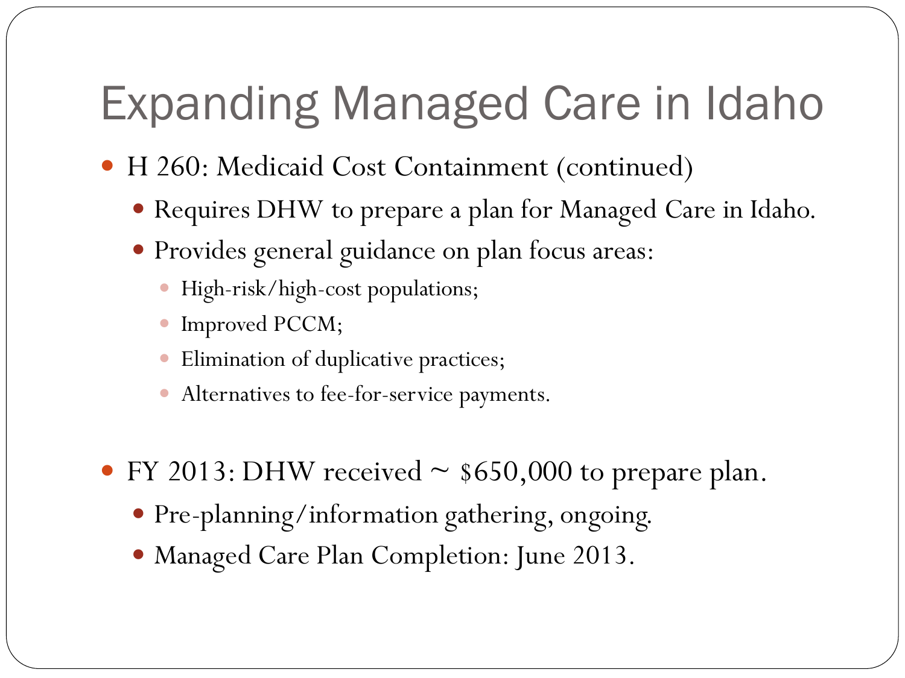# Expanding Managed Care in Idaho

- H 260: Medicaid Cost Containment (continued)
  - Requires DHW to prepare a plan for Managed Care in Idaho.
  - Provides general guidance on plan focus areas:
    - High-risk/high-cost populations;
    - Improved PCCM;
    - Elimination of duplicative practices;
    - Alternatives to fee-for-service payments.

- FY 2013: DHW received ~ $650,000 to prepare plan.
  - Pre-planning/information gathering, ongoing.
  - Managed Care Plan Completion: June 2013.